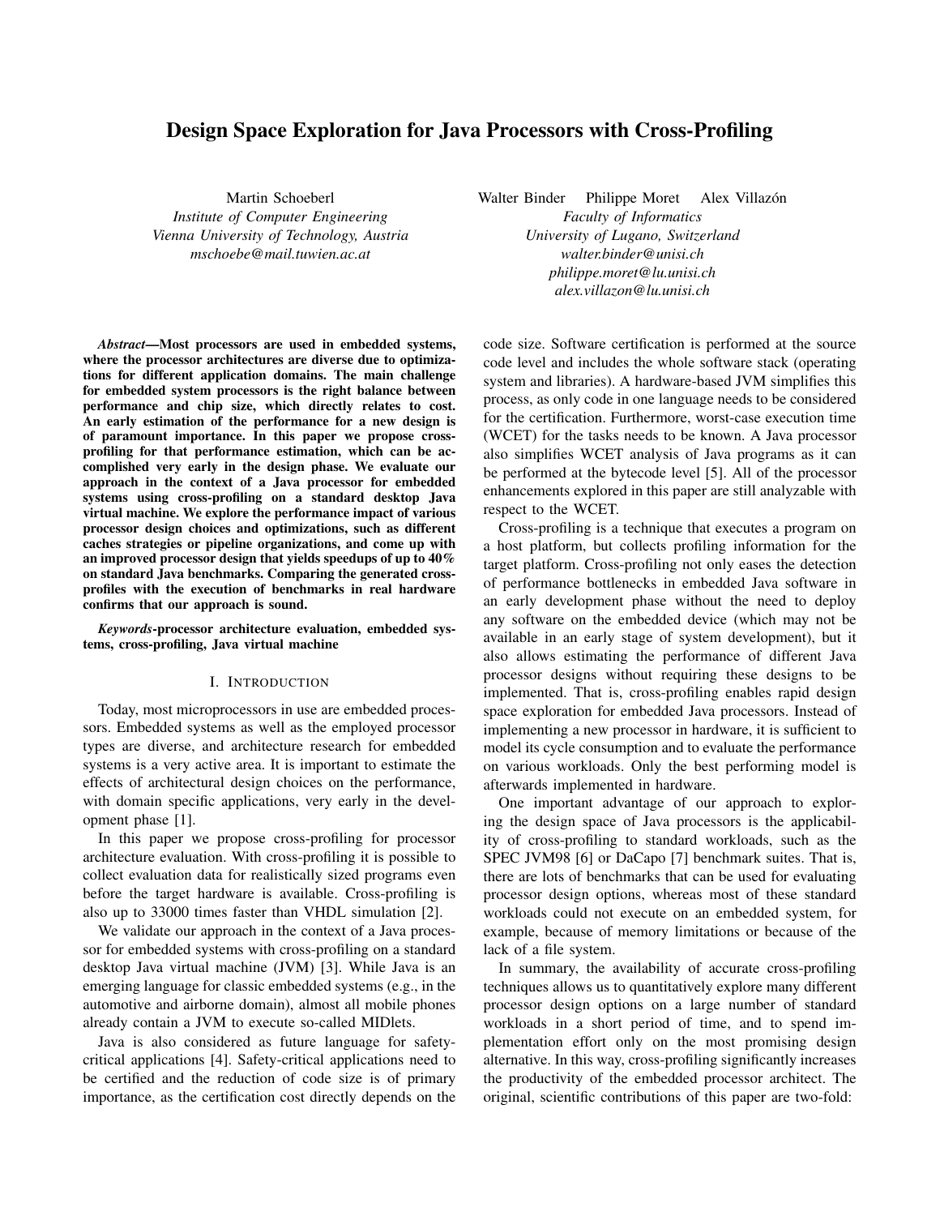# Design Space Exploration for Java Processors with Cross-Profiling

Martin Schoeberl
*Institute of Computer Engineering*
*Vienna University of Technology, Austria*
*mschoebe@mail.tuwien.ac.at*

Walter Binder Philippe Moret Alex Villazón
*Faculty of Informatics*
*University of Lugano, Switzerland*
*walter.binder@unisi.ch*
*philippe.moret@lu.unisi.ch*
*alex.villazon@lu.unisi.ch*

***Abstract*—Most processors are used in embedded systems, where the processor architectures are diverse due to optimizations for different application domains. The main challenge for embedded system processors is the right balance between performance and chip size, which directly relates to cost. An early estimation of the performance for a new design is of paramount importance. In this paper we propose cross-profiling for that performance estimation, which can be accomplished very early in the design phase. We evaluate our approach in the context of a Java processor for embedded systems using cross-profiling on a standard desktop Java virtual machine. We explore the performance impact of various processor design choices and optimizations, such as different caches strategies or pipeline organizations, and come up with an improved processor design that yields speedups of up to 40% on standard Java benchmarks. Comparing the generated cross-profiles with the execution of benchmarks in real hardware confirms that our approach is sound.**

***Keywords*-processor architecture evaluation, embedded systems, cross-profiling, Java virtual machine**

## I. Introduction

Today, most microprocessors in use are embedded processors. Embedded systems as well as the employed processor types are diverse, and architecture research for embedded systems is a very active area. It is important to estimate the effects of architectural design choices on the performance, with domain specific applications, very early in the development phase [1].

In this paper we propose cross-profiling for processor architecture evaluation. With cross-profiling it is possible to collect evaluation data for realistically sized programs even before the target hardware is available. Cross-profiling is also up to 33000 times faster than VHDL simulation [2].

We validate our approach in the context of a Java processor for embedded systems with cross-profiling on a standard desktop Java virtual machine (JVM) [3]. While Java is an emerging language for classic embedded systems (e.g., in the automotive and airborne domain), almost all mobile phones already contain a JVM to execute so-called MIDlets.

Java is also considered as future language for safety-critical applications [4]. Safety-critical applications need to be certified and the reduction of code size is of primary importance, as the certification cost directly depends on the code size. Software certification is performed at the source code level and includes the whole software stack (operating system and libraries). A hardware-based JVM simplifies this process, as only code in one language needs to be considered for the certification. Furthermore, worst-case execution time (WCET) for the tasks needs to be known. A Java processor also simplifies WCET analysis of Java programs as it can be performed at the bytecode level [5]. All of the processor enhancements explored in this paper are still analyzable with respect to the WCET.

Cross-profiling is a technique that executes a program on a host platform, but collects profiling information for the target platform. Cross-profiling not only eases the detection of performance bottlenecks in embedded Java software in an early development phase without the need to deploy any software on the embedded device (which may not be available in an early stage of system development), but it also allows estimating the performance of different Java processor designs without requiring these designs to be implemented. That is, cross-profiling enables rapid design space exploration for embedded Java processors. Instead of implementing a new processor in hardware, it is sufficient to model its cycle consumption and to evaluate the performance on various workloads. Only the best performing model is afterwards implemented in hardware.

One important advantage of our approach to exploring the design space of Java processors is the applicability of cross-profiling to standard workloads, such as the SPEC JVM98 [6] or DaCapo [7] benchmark suites. That is, there are lots of benchmarks that can be used for evaluating processor design options, whereas most of these standard workloads could not execute on an embedded system, for example, because of memory limitations or because of the lack of a file system.

In summary, the availability of accurate cross-profiling techniques allows us to quantitatively explore many different processor design options on a large number of standard workloads in a short period of time, and to spend implementation effort only on the most promising design alternative. In this way, cross-profiling significantly increases the productivity of the embedded processor architect. The original, scientific contributions of this paper are two-fold: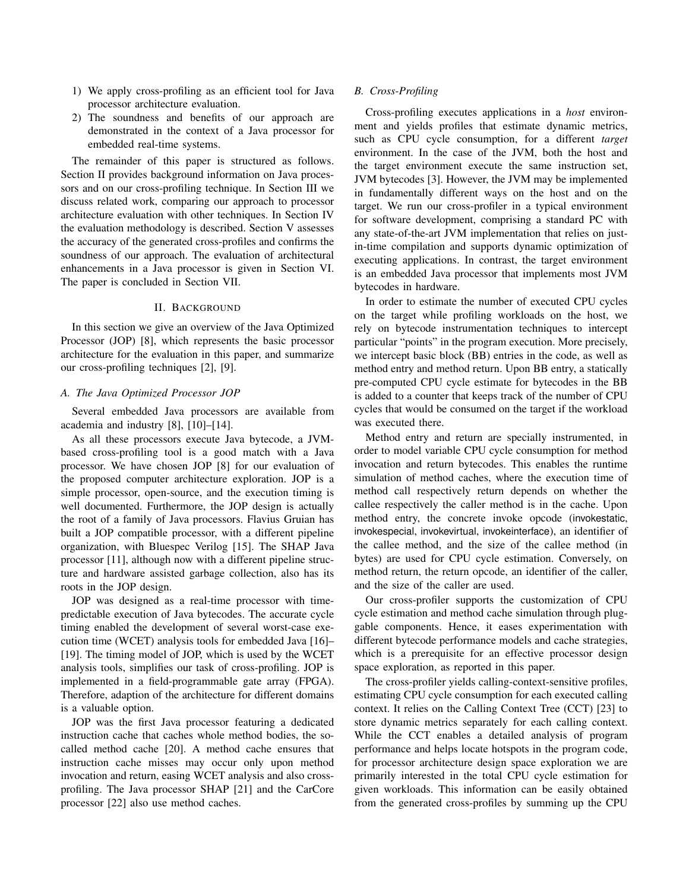1) We apply cross-profiling as an efficient tool for Java processor architecture evaluation.
2) The soundness and benefits of our approach are demonstrated in the context of a Java processor for embedded real-time systems.

The remainder of this paper is structured as follows. Section II provides background information on Java processors and on our cross-profiling technique. In Section III we discuss related work, comparing our approach to processor architecture evaluation with other techniques. In Section IV the evaluation methodology is described. Section V assesses the accuracy of the generated cross-profiles and confirms the soundness of our approach. The evaluation of architectural enhancements in a Java processor is given in Section VI. The paper is concluded in Section VII.

## II. Background

In this section we give an overview of the Java Optimized Processor (JOP) [8], which represents the basic processor architecture for the evaluation in this paper, and summarize our cross-profiling techniques [2], [9].

### A. The Java Optimized Processor JOP

Several embedded Java processors are available from academia and industry [8], [10]–[14].

As all these processors execute Java bytecode, a JVM-based cross-profiling tool is a good match with a Java processor. We have chosen JOP [8] for our evaluation of the proposed computer architecture exploration. JOP is a simple processor, open-source, and the execution timing is well documented. Furthermore, the JOP design is actually the root of a family of Java processors. Flavius Gruian has built a JOP compatible processor, with a different pipeline organization, with Bluespec Verilog [15]. The SHAP Java processor [11], although now with a different pipeline structure and hardware assisted garbage collection, also has its roots in the JOP design.

JOP was designed as a real-time processor with time-predictable execution of Java bytecodes. The accurate cycle timing enabled the development of several worst-case execution time (WCET) analysis tools for embedded Java [16]–[19]. The timing model of JOP, which is used by the WCET analysis tools, simplifies our task of cross-profiling. JOP is implemented in a field-programmable gate array (FPGA). Therefore, adaption of the architecture for different domains is a valuable option.

JOP was the first Java processor featuring a dedicated instruction cache that caches whole method bodies, the so-called method cache [20]. A method cache ensures that instruction cache misses may occur only upon method invocation and return, easing WCET analysis and also cross-profiling. The Java processor SHAP [21] and the CarCore processor [22] also use method caches.

### B. Cross-Profiling

Cross-profiling executes applications in a *host* environment and yields profiles that estimate dynamic metrics, such as CPU cycle consumption, for a different *target* environment. In the case of the JVM, both the host and the target environment execute the same instruction set, JVM bytecodes [3]. However, the JVM may be implemented in fundamentally different ways on the host and on the target. We run our cross-profiler in a typical environment for software development, comprising a standard PC with any state-of-the-art JVM implementation that relies on just-in-time compilation and supports dynamic optimization of executing applications. In contrast, the target environment is an embedded Java processor that implements most JVM bytecodes in hardware.

In order to estimate the number of executed CPU cycles on the target while profiling workloads on the host, we rely on bytecode instrumentation techniques to intercept particular "points" in the program execution. More precisely, we intercept basic block (BB) entries in the code, as well as method entry and method return. Upon BB entry, a statically pre-computed CPU cycle estimate for bytecodes in the BB is added to a counter that keeps track of the number of CPU cycles that would be consumed on the target if the workload was executed there.

Method entry and return are specially instrumented, in order to model variable CPU cycle consumption for method invocation and return bytecodes. This enables the runtime simulation of method caches, where the execution time of method call respectively return depends on whether the callee respectively the caller method is in the cache. Upon method entry, the concrete invoke opcode (invokestatic, invokespecial, invokevirtual, invokeinterface), an identifier of the callee method, and the size of the callee method (in bytes) are used for CPU cycle estimation. Conversely, on method return, the return opcode, an identifier of the caller, and the size of the caller are used.

Our cross-profiler supports the customization of CPU cycle estimation and method cache simulation through pluggable components. Hence, it eases experimentation with different bytecode performance models and cache strategies, which is a prerequisite for an effective processor design space exploration, as reported in this paper.

The cross-profiler yields calling-context-sensitive profiles, estimating CPU cycle consumption for each executed calling context. It relies on the Calling Context Tree (CCT) [23] to store dynamic metrics separately for each calling context. While the CCT enables a detailed analysis of program performance and helps locate hotspots in the program code, for processor architecture design space exploration we are primarily interested in the total CPU cycle estimation for given workloads. This information can be easily obtained from the generated cross-profiles by summing up the CPU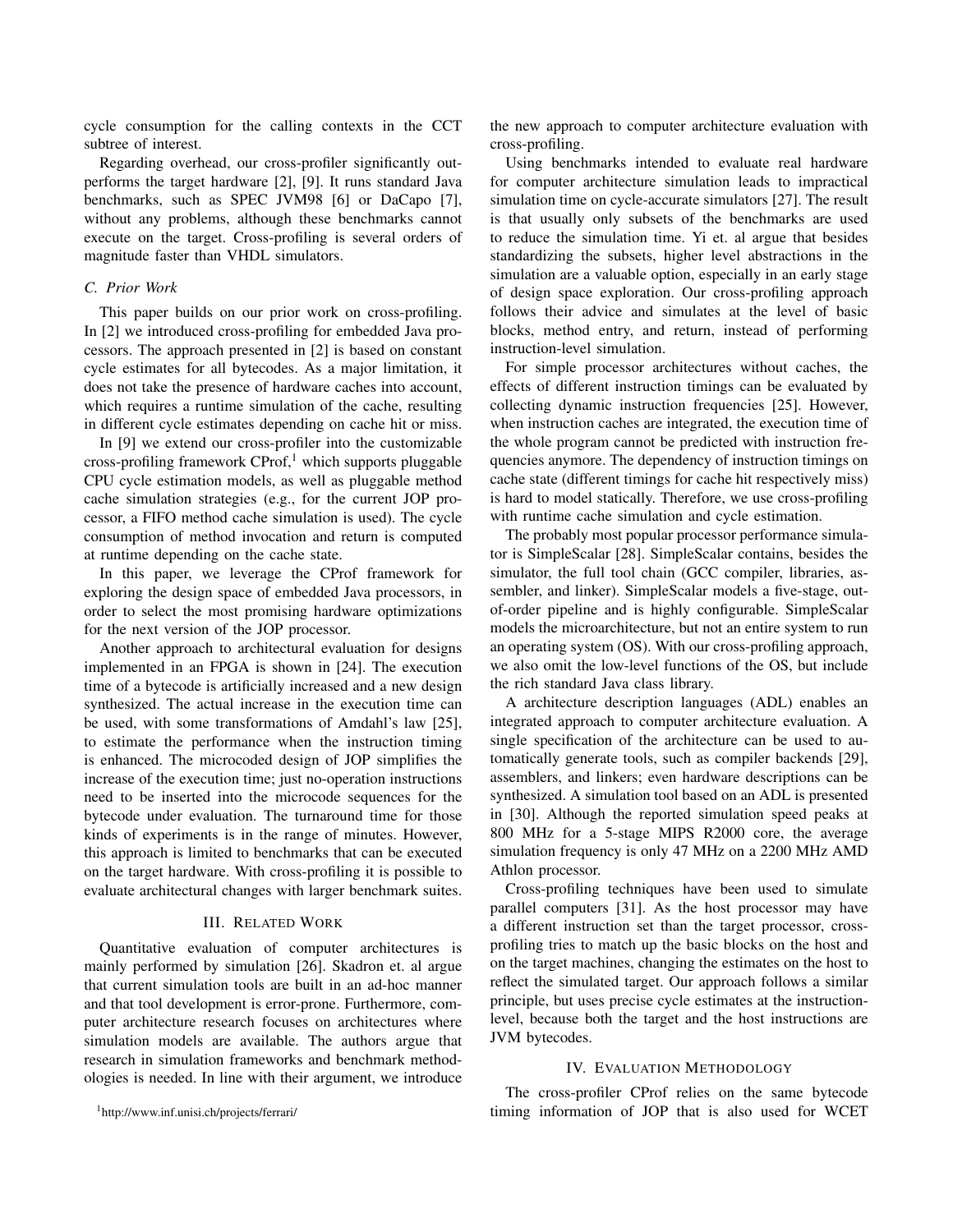cycle consumption for the calling contexts in the CCT subtree of interest.

Regarding overhead, our cross-profiler significantly outperforms the target hardware [2], [9]. It runs standard Java benchmarks, such as SPEC JVM98 [6] or DaCapo [7], without any problems, although these benchmarks cannot execute on the target. Cross-profiling is several orders of magnitude faster than VHDL simulators.

### C. Prior Work

This paper builds on our prior work on cross-profiling. In [2] we introduced cross-profiling for embedded Java processors. The approach presented in [2] is based on constant cycle estimates for all bytecodes. As a major limitation, it does not take the presence of hardware caches into account, which requires a runtime simulation of the cache, resulting in different cycle estimates depending on cache hit or miss.

In [9] we extend our cross-profiler into the customizable cross-profiling framework CProf,[1] which supports pluggable CPU cycle estimation models, as well as pluggable method cache simulation strategies (e.g., for the current JOP processor, a FIFO method cache simulation is used). The cycle consumption of method invocation and return is computed at runtime depending on the cache state.

In this paper, we leverage the CProf framework for exploring the design space of embedded Java processors, in order to select the most promising hardware optimizations for the next version of the JOP processor.

Another approach to architectural evaluation for designs implemented in an FPGA is shown in [24]. The execution time of a bytecode is artificially increased and a new design synthesized. The actual increase in the execution time can be used, with some transformations of Amdahl's law [25], to estimate the performance when the instruction timing is enhanced. The microcoded design of JOP simplifies the increase of the execution time; just no-operation instructions need to be inserted into the microcode sequences for the bytecode under evaluation. The turnaround time for those kinds of experiments is in the range of minutes. However, this approach is limited to benchmarks that can be executed on the target hardware. With cross-profiling it is possible to evaluate architectural changes with larger benchmark suites.

## III. Related Work

Quantitative evaluation of computer architectures is mainly performed by simulation [26]. Skadron et. al argue that current simulation tools are built in an ad-hoc manner and that tool development is error-prone. Furthermore, computer architecture research focuses on architectures where simulation models are available. The authors argue that research in simulation frameworks and benchmark methodologies is needed. In line with their argument, we introduce the new approach to computer architecture evaluation with cross-profiling.

Using benchmarks intended to evaluate real hardware for computer architecture simulation leads to impractical simulation time on cycle-accurate simulators [27]. The result is that usually only subsets of the benchmarks are used to reduce the simulation time. Yi et. al argue that besides standardizing the subsets, higher level abstractions in the simulation are a valuable option, especially in an early stage of design space exploration. Our cross-profiling approach follows their advice and simulates at the level of basic blocks, method entry, and return, instead of performing instruction-level simulation.

For simple processor architectures without caches, the effects of different instruction timings can be evaluated by collecting dynamic instruction frequencies [25]. However, when instruction caches are integrated, the execution time of the whole program cannot be predicted with instruction frequencies anymore. The dependency of instruction timings on cache state (different timings for cache hit respectively miss) is hard to model statically. Therefore, we use cross-profiling with runtime cache simulation and cycle estimation.

The probably most popular processor performance simulator is SimpleScalar [28]. SimpleScalar contains, besides the simulator, the full tool chain (GCC compiler, libraries, assembler, and linker). SimpleScalar models a five-stage, out-of-order pipeline and is highly configurable. SimpleScalar models the microarchitecture, but not an entire system to run an operating system (OS). With our cross-profiling approach, we also omit the low-level functions of the OS, but include the rich standard Java class library.

A architecture description languages (ADL) enables an integrated approach to computer architecture evaluation. A single specification of the architecture can be used to automatically generate tools, such as compiler backends [29], assemblers, and linkers; even hardware descriptions can be synthesized. A simulation tool based on an ADL is presented in [30]. Although the reported simulation speed peaks at 800 MHz for a 5-stage MIPS R2000 core, the average simulation frequency is only 47 MHz on a 2200 MHz AMD Athlon processor.

Cross-profiling techniques have been used to simulate parallel computers [31]. As the host processor may have a different instruction set than the target processor, cross-profiling tries to match up the basic blocks on the host and on the target machines, changing the estimates on the host to reflect the simulated target. Our approach follows a similar principle, but uses precise cycle estimates at the instruction-level, because both the target and the host instructions are JVM bytecodes.

## IV. Evaluation Methodology

The cross-profiler CProf relies on the same bytecode timing information of JOP that is also used for WCET

[1] http://www.inf.unisi.ch/projects/ferrari/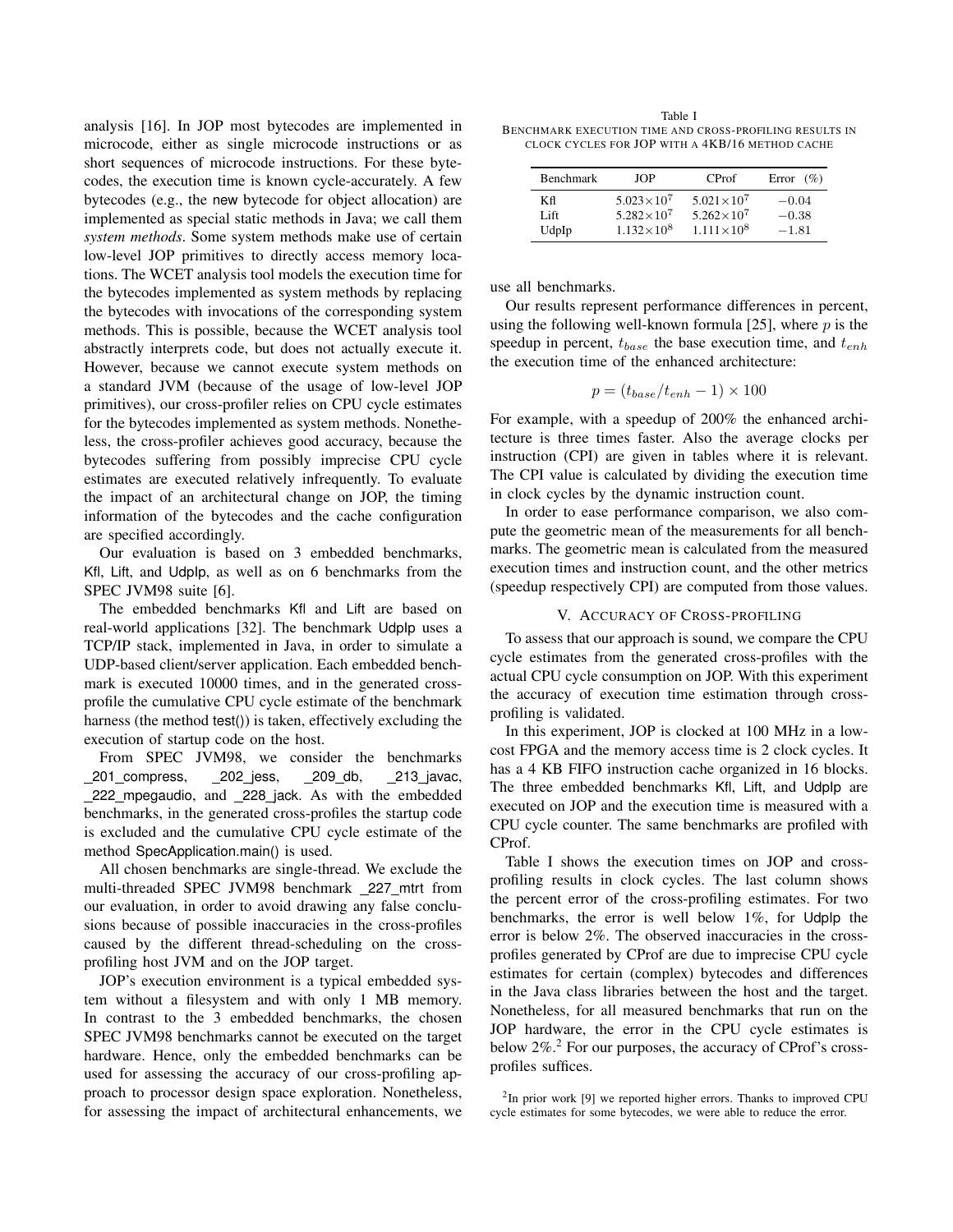analysis [16]. In JOP most bytecodes are implemented in microcode, either as single microcode instructions or as short sequences of microcode instructions. For these bytecodes, the execution time is known cycle-accurately. A few bytecodes (e.g., the new bytecode for object allocation) are implemented as special static methods in Java; we call them *system methods*. Some system methods make use of certain low-level JOP primitives to directly access memory locations. The WCET analysis tool models the execution time for the bytecodes implemented as system methods by replacing the bytecodes with invocations of the corresponding system methods. This is possible, because the WCET analysis tool abstractly interprets code, but does not actually execute it. However, because we cannot execute system methods on a standard JVM (because of the usage of low-level JOP primitives), our cross-profiler relies on CPU cycle estimates for the bytecodes implemented as system methods. Nonetheless, the cross-profiler achieves good accuracy, because the bytecodes suffering from possibly imprecise CPU cycle estimates are executed relatively infrequently. To evaluate the impact of an architectural change on JOP, the timing information of the bytecodes and the cache configuration are specified accordingly.

Our evaluation is based on 3 embedded benchmarks, Kfl, Lift, and UdpIp, as well as on 6 benchmarks from the SPEC JVM98 suite [6].

The embedded benchmarks Kfl and Lift are based on real-world applications [32]. The benchmark UdpIp uses a TCP/IP stack, implemented in Java, in order to simulate a UDP-based client/server application. Each embedded benchmark is executed 10000 times, and in the generated cross-profile the cumulative CPU cycle estimate of the benchmark harness (the method test()) is taken, effectively excluding the execution of startup code on the host.

From SPEC JVM98, we consider the benchmarks _201_compress, _202_jess, _209_db, _213_javac, _222_mpegaudio, and _228_jack. As with the embedded benchmarks, in the generated cross-profiles the startup code is excluded and the cumulative CPU cycle estimate of the method SpecApplication.main() is used.

All chosen benchmarks are single-thread. We exclude the multi-threaded SPEC JVM98 benchmark _227_mtrt from our evaluation, in order to avoid drawing any false conclusions because of possible inaccuracies in the cross-profiles caused by the different thread-scheduling on the cross-profiling host JVM and on the JOP target.

JOP's execution environment is a typical embedded system without a filesystem and with only 1 MB memory. In contrast to the 3 embedded benchmarks, the chosen SPEC JVM98 benchmarks cannot be executed on the target hardware. Hence, only the embedded benchmarks can be used for assessing the accuracy of our cross-profiling approach to processor design space exploration. Nonetheless, for assessing the impact of architectural enhancements, we use all benchmarks.

Our results represent performance differences in percent, using the following well-known formula [25], where $p$ is the speedup in percent, $t_{base}$ the base execution time, and $t_{enh}$ the execution time of the enhanced architecture:

$$p = (t_{base}/t_{enh} - 1) \times 100$$

For example, with a speedup of 200% the enhanced architecture is three times faster. Also the average clocks per instruction (CPI) are given in tables where it is relevant. The CPI value is calculated by dividing the execution time in clock cycles by the dynamic instruction count.

In order to ease performance comparison, we also compute the geometric mean of the measurements for all benchmarks. The geometric mean is calculated from the measured execution times and instruction count, and the other metrics (speedup respectively CPI) are computed from those values.

Table I
BENCHMARK EXECUTION TIME AND CROSS-PROFILING RESULTS IN CLOCK CYCLES FOR JOP WITH A 4KB/16 METHOD CACHE

| Benchmark | JOP | CProf | Error (%) |
|---|---|---|---|
| Kfl | $5.023\times10^7$ | $5.021\times10^7$ | $-0.04$ |
| Lift | $5.282\times10^7$ | $5.262\times10^7$ | $-0.38$ |
| UdpIp | $1.132\times10^8$ | $1.111\times10^8$ | $-1.81$ |

## V. Accuracy of Cross-profiling

To assess that our approach is sound, we compare the CPU cycle estimates from the generated cross-profiles with the actual CPU cycle consumption on JOP. With this experiment the accuracy of execution time estimation through cross-profiling is validated.

In this experiment, JOP is clocked at 100 MHz in a low-cost FPGA and the memory access time is 2 clock cycles. It has a 4 KB FIFO instruction cache organized in 16 blocks. The three embedded benchmarks Kfl, Lift, and UdpIp are executed on JOP and the execution time is measured with a CPU cycle counter. The same benchmarks are profiled with CProf.

Table I shows the execution times on JOP and cross-profiling results in clock cycles. The last column shows the percent error of the cross-profiling estimates. For two benchmarks, the error is well below 1%, for UdpIp the error is below 2%. The observed inaccuracies in the cross-profiles generated by CProf are due to imprecise CPU cycle estimates for certain (complex) bytecodes and differences in the Java class libraries between the host and the target. Nonetheless, for all measured benchmarks that run on the JOP hardware, the error in the CPU cycle estimates is below 2%.[2] For our purposes, the accuracy of CProf's cross-profiles suffices.

[2] In prior work [9] we reported higher errors. Thanks to improved CPU cycle estimates for some bytecodes, we were able to reduce the error.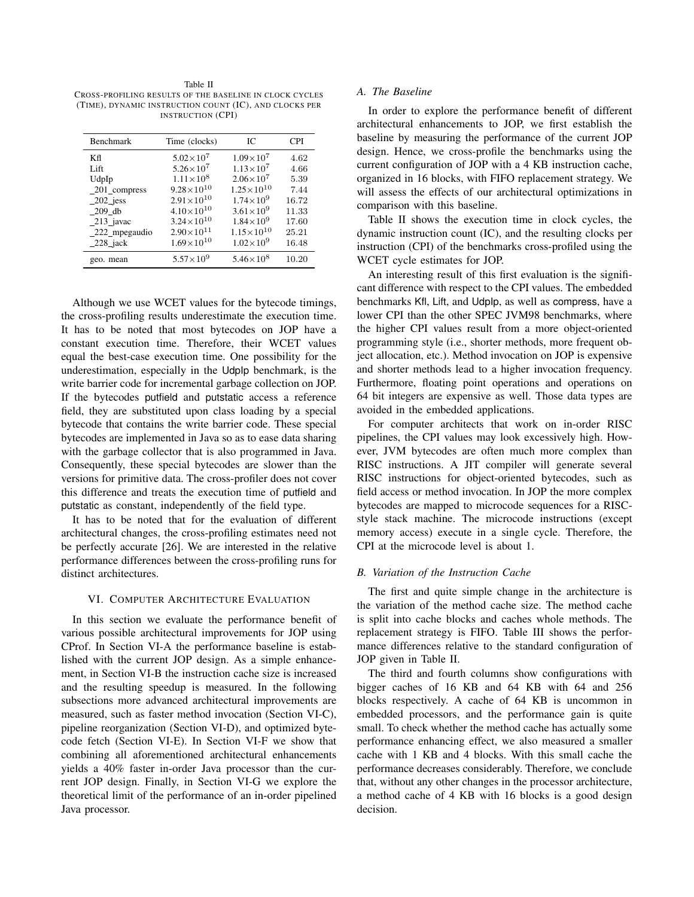Table II
CROSS-PROFILING RESULTS OF THE BASELINE IN CLOCK CYCLES (TIME), DYNAMIC INSTRUCTION COUNT (IC), AND CLOCKS PER INSTRUCTION (CPI)

| Benchmark | Time (clocks) | IC | CPI |
|---|---|---|---|
| Kfl | $5.02{\times}10^{7}$ | $1.09{\times}10^{7}$ | 4.62 |
| Lift | $5.26{\times}10^{7}$ | $1.13{\times}10^{7}$ | 4.66 |
| UdpIp | $1.11{\times}10^{8}$ | $2.06{\times}10^{7}$ | 5.39 |
| _201_compress | $9.28{\times}10^{10}$ | $1.25{\times}10^{10}$ | 7.44 |
| _202_jess | $2.91{\times}10^{10}$ | $1.74{\times}10^{9}$ | 16.72 |
| _209_db | $4.10{\times}10^{10}$ | $3.61{\times}10^{9}$ | 11.33 |
| _213_javac | $3.24{\times}10^{10}$ | $1.84{\times}10^{9}$ | 17.60 |
| _222_mpegaudio | $2.90{\times}10^{11}$ | $1.15{\times}10^{10}$ | 25.21 |
| _228_jack | $1.69{\times}10^{10}$ | $1.02{\times}10^{9}$ | 16.48 |
| geo. mean | $5.57{\times}10^{9}$ | $5.46{\times}10^{8}$ | 10.20 |

Although we use WCET values for the bytecode timings, the cross-profiling results underestimate the execution time. It has to be noted that most bytecodes on JOP have a constant execution time. Therefore, their WCET values equal the best-case execution time. One possibility for the underestimation, especially in the UdpIp benchmark, is the write barrier code for incremental garbage collection on JOP. If the bytecodes putfield and putstatic access a reference field, they are substituted upon class loading by a special bytecode that contains the write barrier code. These special bytecodes are implemented in Java so as to ease data sharing with the garbage collector that is also programmed in Java. Consequently, these special bytecodes are slower than the versions for primitive data. The cross-profiler does not cover this difference and treats the execution time of putfield and putstatic as constant, independently of the field type.

It has to be noted that for the evaluation of different architectural changes, the cross-profiling estimates need not be perfectly accurate [26]. We are interested in the relative performance differences between the cross-profiling runs for distinct architectures.

## VI. COMPUTER ARCHITECTURE EVALUATION

In this section we evaluate the performance benefit of various possible architectural improvements for JOP using CProf. In Section VI-A the performance baseline is established with the current JOP design. As a simple enhancement, in Section VI-B the instruction cache size is increased and the resulting speedup is measured. In the following subsections more advanced architectural improvements are measured, such as faster method invocation (Section VI-C), pipeline reorganization (Section VI-D), and optimized bytecode fetch (Section VI-E). In Section VI-F we show that combining all aforementioned architectural enhancements yields a 40% faster in-order Java processor than the current JOP design. Finally, in Section VI-G we explore the theoretical limit of the performance of an in-order pipelined Java processor.

### A. The Baseline

In order to explore the performance benefit of different architectural enhancements to JOP, we first establish the baseline by measuring the performance of the current JOP design. Hence, we cross-profile the benchmarks using the current configuration of JOP with a 4 KB instruction cache, organized in 16 blocks, with FIFO replacement strategy. We will assess the effects of our architectural optimizations in comparison with this baseline.

Table II shows the execution time in clock cycles, the dynamic instruction count (IC), and the resulting clocks per instruction (CPI) of the benchmarks cross-profiled using the WCET cycle estimates for JOP.

An interesting result of this first evaluation is the significant difference with respect to the CPI values. The embedded benchmarks Kfl, Lift, and UdpIp, as well as compress, have a lower CPI than the other SPEC JVM98 benchmarks, where the higher CPI values result from a more object-oriented programming style (i.e., shorter methods, more frequent object allocation, etc.). Method invocation on JOP is expensive and shorter methods lead to a higher invocation frequency. Furthermore, floating point operations and operations on 64 bit integers are expensive as well. Those data types are avoided in the embedded applications.

For computer architects that work on in-order RISC pipelines, the CPI values may look excessively high. However, JVM bytecodes are often much more complex than RISC instructions. A JIT compiler will generate several RISC instructions for object-oriented bytecodes, such as field access or method invocation. In JOP the more complex bytecodes are mapped to microcode sequences for a RISC-style stack machine. The microcode instructions (except memory access) execute in a single cycle. Therefore, the CPI at the microcode level is about 1.

### B. Variation of the Instruction Cache

The first and quite simple change in the architecture is the variation of the method cache size. The method cache is split into cache blocks and caches whole methods. The replacement strategy is FIFO. Table III shows the performance differences relative to the standard configuration of JOP given in Table II.

The third and fourth columns show configurations with bigger caches of 16 KB and 64 KB with 64 and 256 blocks respectively. A cache of 64 KB is uncommon in embedded processors, and the performance gain is quite small. To check whether the method cache has actually some performance enhancing effect, we also measured a smaller cache with 1 KB and 4 blocks. With this small cache the performance decreases considerably. Therefore, we conclude that, without any other changes in the processor architecture, a method cache of 4 KB with 16 blocks is a good design decision.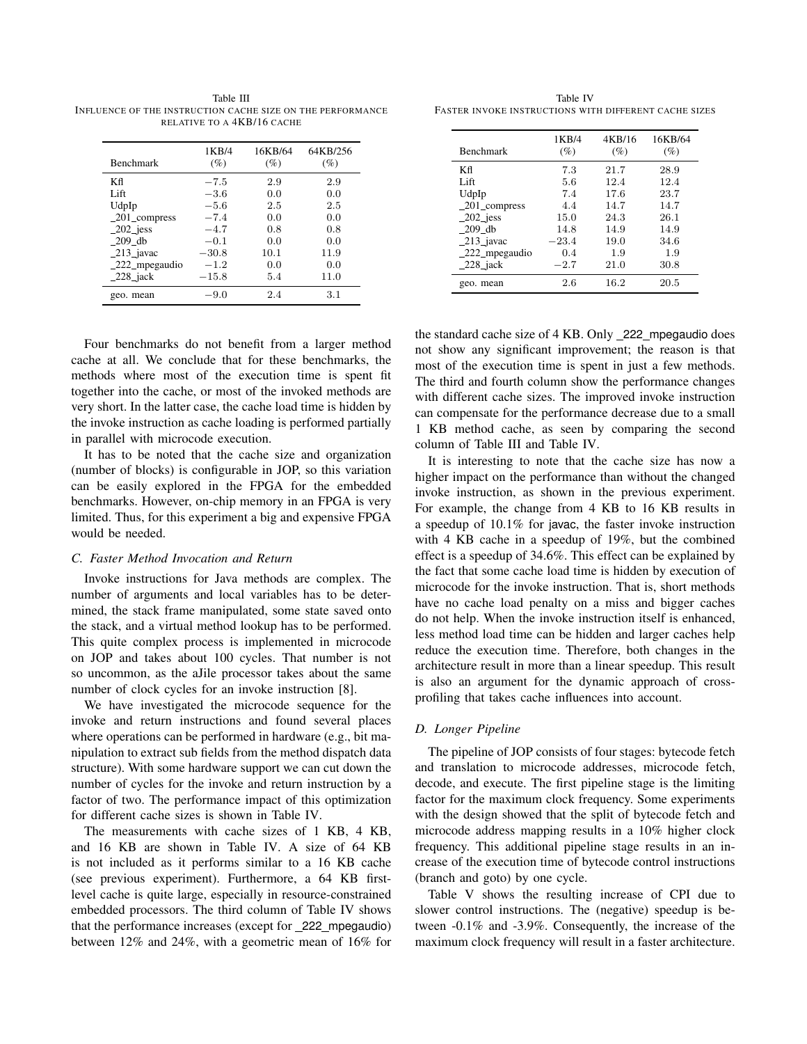Table III
INFLUENCE OF THE INSTRUCTION CACHE SIZE ON THE PERFORMANCE RELATIVE TO A 4KB/16 CACHE

| Benchmark | 1KB/4 (%) | 16KB/64 (%) | 64KB/256 (%) |
|---|---|---|---|
| Kfl | −7.5 | 2.9 | 2.9 |
| Lift | −3.6 | 0.0 | 0.0 |
| UdpIp | −5.6 | 2.5 | 2.5 |
| _201_compress | −7.4 | 0.0 | 0.0 |
| _202_jess | −4.7 | 0.8 | 0.8 |
| _209_db | −0.1 | 0.0 | 0.0 |
| _213_javac | −30.8 | 10.1 | 11.9 |
| _222_mpegaudio | −1.2 | 0.0 | 0.0 |
| _228_jack | −15.8 | 5.4 | 11.0 |
| geo. mean | −9.0 | 2.4 | 3.1 |

Table IV
FASTER INVOKE INSTRUCTIONS WITH DIFFERENT CACHE SIZES

| Benchmark | 1KB/4 (%) | 4KB/16 (%) | 16KB/64 (%) |
|---|---|---|---|
| Kfl | 7.3 | 21.7 | 28.9 |
| Lift | 5.6 | 12.4 | 12.4 |
| UdpIp | 7.4 | 17.6 | 23.7 |
| _201_compress | 4.4 | 14.7 | 14.7 |
| _202_jess | 15.0 | 24.3 | 26.1 |
| _209_db | 14.8 | 14.9 | 14.9 |
| _213_javac | −23.4 | 19.0 | 34.6 |
| _222_mpegaudio | 0.4 | 1.9 | 1.9 |
| _228_jack | −2.7 | 21.0 | 30.8 |
| geo. mean | 2.6 | 16.2 | 20.5 |

Four benchmarks do not benefit from a larger method cache at all. We conclude that for these benchmarks, the methods where most of the execution time is spent fit together into the cache, or most of the invoked methods are very short. In the latter case, the cache load time is hidden by the invoke instruction as cache loading is performed partially in parallel with microcode execution.

It has to be noted that the cache size and organization (number of blocks) is configurable in JOP, so this variation can be easily explored in the FPGA for the embedded benchmarks. However, on-chip memory in an FPGA is very limited. Thus, for this experiment a big and expensive FPGA would be needed.

### C. Faster Method Invocation and Return

Invoke instructions for Java methods are complex. The number of arguments and local variables has to be determined, the stack frame manipulated, some state saved onto the stack, and a virtual method lookup has to be performed. This quite complex process is implemented in microcode on JOP and takes about 100 cycles. That number is not so uncommon, as the aJile processor takes about the same number of clock cycles for an invoke instruction [8].

We have investigated the microcode sequence for the invoke and return instructions and found several places where operations can be performed in hardware (e.g., bit manipulation to extract sub fields from the method dispatch data structure). With some hardware support we can cut down the number of cycles for the invoke and return instruction by a factor of two. The performance impact of this optimization for different cache sizes is shown in Table IV.

The measurements with cache sizes of 1 KB, 4 KB, and 16 KB are shown in Table IV. A size of 64 KB is not included as it performs similar to a 16 KB cache (see previous experiment). Furthermore, a 64 KB first-level cache is quite large, especially in resource-constrained embedded processors. The third column of Table IV shows that the performance increases (except for _222_mpegaudio) between 12% and 24%, with a geometric mean of 16% for the standard cache size of 4 KB. Only _222_mpegaudio does not show any significant improvement; the reason is that most of the execution time is spent in just a few methods. The third and fourth column show the performance changes with different cache sizes. The improved invoke instruction can compensate for the performance decrease due to a small 1 KB method cache, as seen by comparing the second column of Table III and Table IV.

It is interesting to note that the cache size has now a higher impact on the performance than without the changed invoke instruction, as shown in the previous experiment. For example, the change from 4 KB to 16 KB results in a speedup of 10.1% for javac, the faster invoke instruction with 4 KB cache in a speedup of 19%, but the combined effect is a speedup of 34.6%. This effect can be explained by the fact that some cache load time is hidden by execution of microcode for the invoke instruction. That is, short methods have no cache load penalty on a miss and bigger caches do not help. When the invoke instruction itself is enhanced, less method load time can be hidden and larger caches help reduce the execution time. Therefore, both changes in the architecture result in more than a linear speedup. This result is also an argument for the dynamic approach of cross-profiling that takes cache influences into account.

### D. Longer Pipeline

The pipeline of JOP consists of four stages: bytecode fetch and translation to microcode addresses, microcode fetch, decode, and execute. The first pipeline stage is the limiting factor for the maximum clock frequency. Some experiments with the design showed that the split of bytecode fetch and microcode address mapping results in a 10% higher clock frequency. This additional pipeline stage results in an increase of the execution time of bytecode control instructions (branch and goto) by one cycle.

Table V shows the resulting increase of CPI due to slower control instructions. The (negative) speedup is between -0.1% and -3.9%. Consequently, the increase of the maximum clock frequency will result in a faster architecture.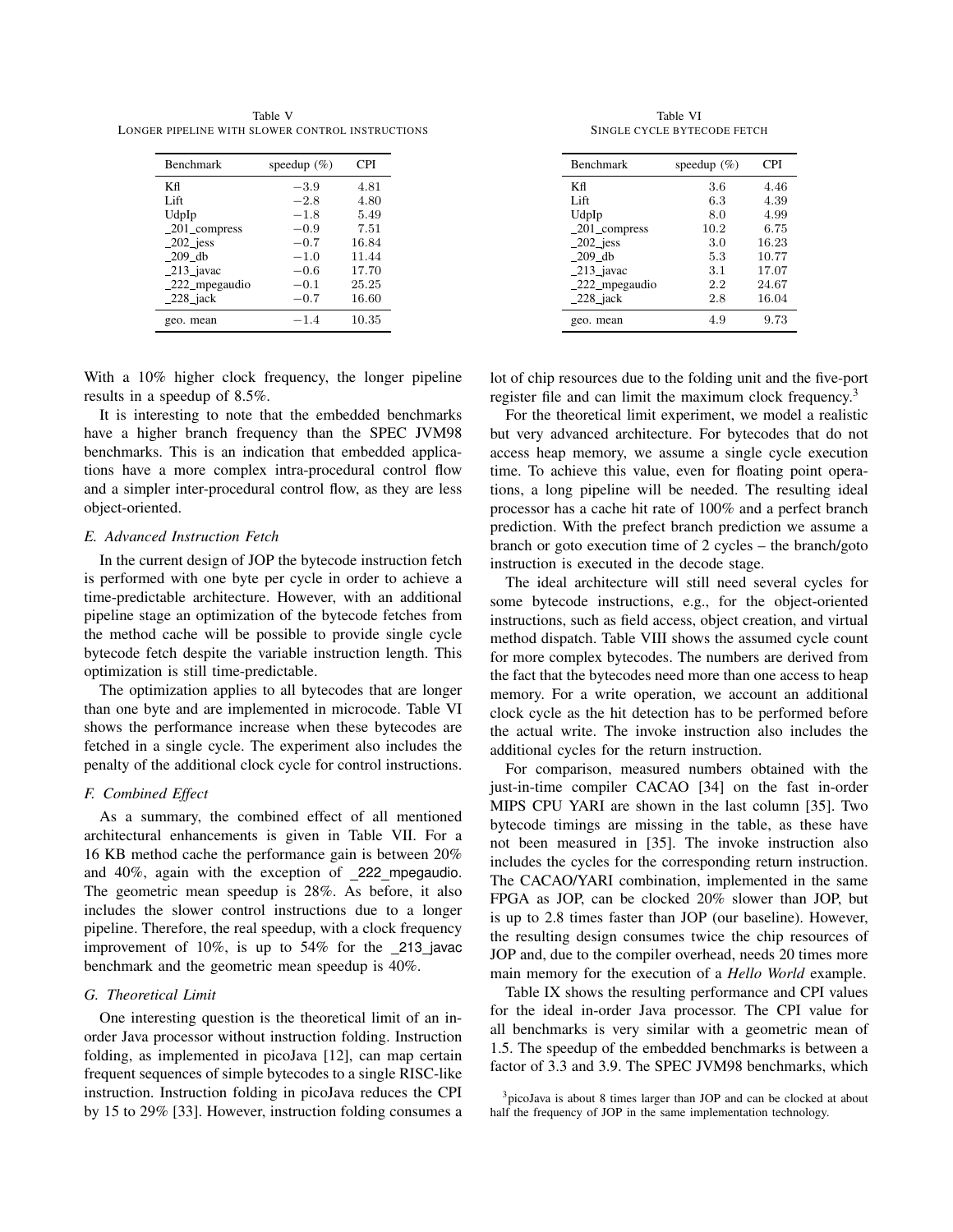Table V
LONGER PIPELINE WITH SLOWER CONTROL INSTRUCTIONS

| Benchmark | speedup (%) | CPI |
|---|---|---|
| Kfl | −3.9 | 4.81 |
| Lift | −2.8 | 4.80 |
| UdpIp | −1.8 | 5.49 |
| _201_compress | −0.9 | 7.51 |
| _202_jess | −0.7 | 16.84 |
| _209_db | −1.0 | 11.44 |
| _213_javac | −0.6 | 17.70 |
| _222_mpegaudio | −0.1 | 25.25 |
| _228_jack | −0.7 | 16.60 |
| geo. mean | −1.4 | 10.35 |

Table VI
SINGLE CYCLE BYTECODE FETCH

| Benchmark | speedup (%) | CPI |
|---|---|---|
| Kfl | 3.6 | 4.46 |
| Lift | 6.3 | 4.39 |
| UdpIp | 8.0 | 4.99 |
| _201_compress | 10.2 | 6.75 |
| _202_jess | 3.0 | 16.23 |
| _209_db | 5.3 | 10.77 |
| _213_javac | 3.1 | 17.07 |
| _222_mpegaudio | 2.2 | 24.67 |
| _228_jack | 2.8 | 16.04 |
| geo. mean | 4.9 | 9.73 |

With a 10% higher clock frequency, the longer pipeline results in a speedup of 8.5%.

It is interesting to note that the embedded benchmarks have a higher branch frequency than the SPEC JVM98 benchmarks. This is an indication that embedded applications have a more complex intra-procedural control flow and a simpler inter-procedural control flow, as they are less object-oriented.

### E. Advanced Instruction Fetch

In the current design of JOP the bytecode instruction fetch is performed with one byte per cycle in order to achieve a time-predictable architecture. However, with an additional pipeline stage an optimization of the bytecode fetches from the method cache will be possible to provide single cycle bytecode fetch despite the variable instruction length. This optimization is still time-predictable.

The optimization applies to all bytecodes that are longer than one byte and are implemented in microcode. Table VI shows the performance increase when these bytecodes are fetched in a single cycle. The experiment also includes the penalty of the additional clock cycle for control instructions.

### F. Combined Effect

As a summary, the combined effect of all mentioned architectural enhancements is given in Table VII. For a 16 KB method cache the performance gain is between 20% and 40%, again with the exception of _222_mpegaudio. The geometric mean speedup is 28%. As before, it also includes the slower control instructions due to a longer pipeline. Therefore, the real speedup, with a clock frequency improvement of 10%, is up to 54% for the _213_javac benchmark and the geometric mean speedup is 40%.

### G. Theoretical Limit

One interesting question is the theoretical limit of an in-order Java processor without instruction folding. Instruction folding, as implemented in picoJava [12], can map certain frequent sequences of simple bytecodes to a single RISC-like instruction. Instruction folding in picoJava reduces the CPI by 15 to 29% [33]. However, instruction folding consumes a lot of chip resources due to the folding unit and the five-port register file and can limit the maximum clock frequency.[3]

For the theoretical limit experiment, we model a realistic but very advanced architecture. For bytecodes that do not access heap memory, we assume a single cycle execution time. To achieve this value, even for floating point operations, a long pipeline will be needed. The resulting ideal processor has a cache hit rate of 100% and a perfect branch prediction. With the prefect branch prediction we assume a branch or goto execution time of 2 cycles – the branch/goto instruction is executed in the decode stage.

The ideal architecture will still need several cycles for some bytecode instructions, e.g., for the object-oriented instructions, such as field access, object creation, and virtual method dispatch. Table VIII shows the assumed cycle count for more complex bytecodes. The numbers are derived from the fact that the bytecodes need more than one access to heap memory. For a write operation, we account an additional clock cycle as the hit detection has to be performed before the actual write. The invoke instruction also includes the additional cycles for the return instruction.

For comparison, measured numbers obtained with the just-in-time compiler CACAO [34] on the fast in-order MIPS CPU YARI are shown in the last column [35]. Two bytecode timings are missing in the table, as these have not been measured in [35]. The invoke instruction also includes the cycles for the corresponding return instruction. The CACAO/YARI combination, implemented in the same FPGA as JOP, can be clocked 20% slower than JOP, but is up to 2.8 times faster than JOP (our baseline). However, the resulting design consumes twice the chip resources of JOP and, due to the compiler overhead, needs 20 times more main memory for the execution of a *Hello World* example.

Table IX shows the resulting performance and CPI values for the ideal in-order Java processor. The CPI value for all benchmarks is very similar with a geometric mean of 1.5. The speedup of the embedded benchmarks is between a factor of 3.3 and 3.9. The SPEC JVM98 benchmarks, which

[3] picoJava is about 8 times larger than JOP and can be clocked at about half the frequency of JOP in the same implementation technology.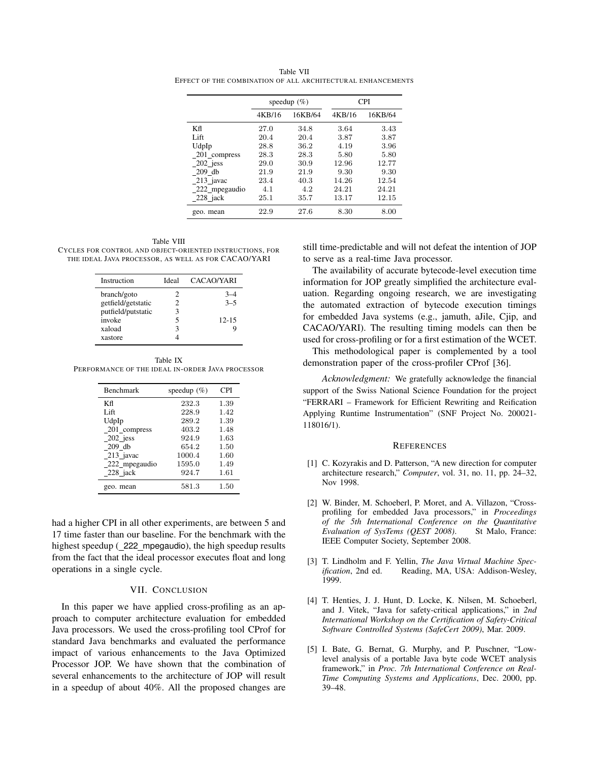Table VII
EFFECT OF THE COMBINATION OF ALL ARCHITECTURAL ENHANCEMENTS

| | speedup (%) | | CPI | |
|---|---|---|---|---|
| | 4KB/16 | 16KB/64 | 4KB/16 | 16KB/64 |
| Kfl | 27.0 | 34.8 | 3.64 | 3.43 |
| Lift | 20.4 | 20.4 | 3.87 | 3.87 |
| UdpIp | 28.8 | 36.2 | 4.19 | 3.96 |
| _201_compress | 28.3 | 28.3 | 5.80 | 5.80 |
| _202_jess | 29.0 | 30.9 | 12.96 | 12.77 |
| _209_db | 21.9 | 21.9 | 9.30 | 9.30 |
| _213_javac | 23.4 | 40.3 | 14.26 | 12.54 |
| _222_mpegaudio | 4.1 | 4.2 | 24.21 | 24.21 |
| _228_jack | 25.1 | 35.7 | 13.17 | 12.15 |
| geo. mean | 22.9 | 27.6 | 8.30 | 8.00 |

Table VIII
CYCLES FOR CONTROL AND OBJECT-ORIENTED INSTRUCTIONS, FOR THE IDEAL JAVA PROCESSOR, AS WELL AS FOR CACAO/YARI

| Instruction | Ideal | CACAO/YARI |
|---|---|---|
| branch/goto | 2 | 3–4 |
| getfield/getstatic | 2 | 3–5 |
| putfield/putstatic | 3 | |
| invoke | 5 | 12-15 |
| xaload | 3 | 9 |
| xastore | 4 | |

Table IX
PERFORMANCE OF THE IDEAL IN-ORDER JAVA PROCESSOR

| Benchmark | speedup (%) | CPI |
|---|---|---|
| Kfl | 232.3 | 1.39 |
| Lift | 228.9 | 1.42 |
| UdpIp | 289.2 | 1.39 |
| _201_compress | 403.2 | 1.48 |
| _202_jess | 924.9 | 1.63 |
| _209_db | 654.2 | 1.50 |
| _213_javac | 1000.4 | 1.60 |
| _222_mpegaudio | 1595.0 | 1.49 |
| _228_jack | 924.7 | 1.61 |
| geo. mean | 581.3 | 1.50 |

had a higher CPI in all other experiments, are between 5 and 17 time faster than our baseline. For the benchmark with the highest speedup (_222_mpegaudio), the high speedup results from the fact that the ideal processor executes float and long operations in a single cycle.

## VII. CONCLUSION

In this paper we have applied cross-profiling as an approach to computer architecture evaluation for embedded Java processors. We used the cross-profiling tool CProf for standard Java benchmarks and evaluated the performance impact of various enhancements to the Java Optimized Processor JOP. We have shown that the combination of several enhancements to the architecture of JOP will result in a speedup of about 40%. All the proposed changes are still time-predictable and will not defeat the intention of JOP to serve as a real-time Java processor.

The availability of accurate bytecode-level execution time information for JOP greatly simplified the architecture evaluation. Regarding ongoing research, we are investigating the automated extraction of bytecode execution timings for embedded Java systems (e.g., jamuth, aJile, Cjip, and CACAO/YARI). The resulting timing models can then be used for cross-profiling or for a first estimation of the WCET.

This methodological paper is complemented by a tool demonstration paper of the cross-profiler CProf [36].

*Acknowledgment:* We gratefully acknowledge the financial support of the Swiss National Science Foundation for the project "FERRARI – Framework for Efficient Rewriting and Reification Applying Runtime Instrumentation" (SNF Project No. 200021-118016/1).

## REFERENCES

[1] C. Kozyrakis and D. Patterson, "A new direction for computer architecture research," *Computer*, vol. 31, no. 11, pp. 24–32, Nov 1998.

[2] W. Binder, M. Schoeberl, P. Moret, and A. Villazon, "Cross-profiling for embedded Java processors," in *Proceedings of the 5th International Conference on the Quantitative Evaluation of SysTems (QEST 2008)*. St Malo, France: IEEE Computer Society, September 2008.

[3] T. Lindholm and F. Yellin, *The Java Virtual Machine Specification*, 2nd ed. Reading, MA, USA: Addison-Wesley, 1999.

[4] T. Henties, J. J. Hunt, D. Locke, K. Nilsen, M. Schoeberl, and J. Vitek, "Java for safety-critical applications," in *2nd International Workshop on the Certification of Safety-Critical Software Controlled Systems (SafeCert 2009)*, Mar. 2009.

[5] I. Bate, G. Bernat, G. Murphy, and P. Puschner, "Low-level analysis of a portable Java byte code WCET analysis framework," in *Proc. 7th International Conference on Real-Time Computing Systems and Applications*, Dec. 2000, pp. 39–48.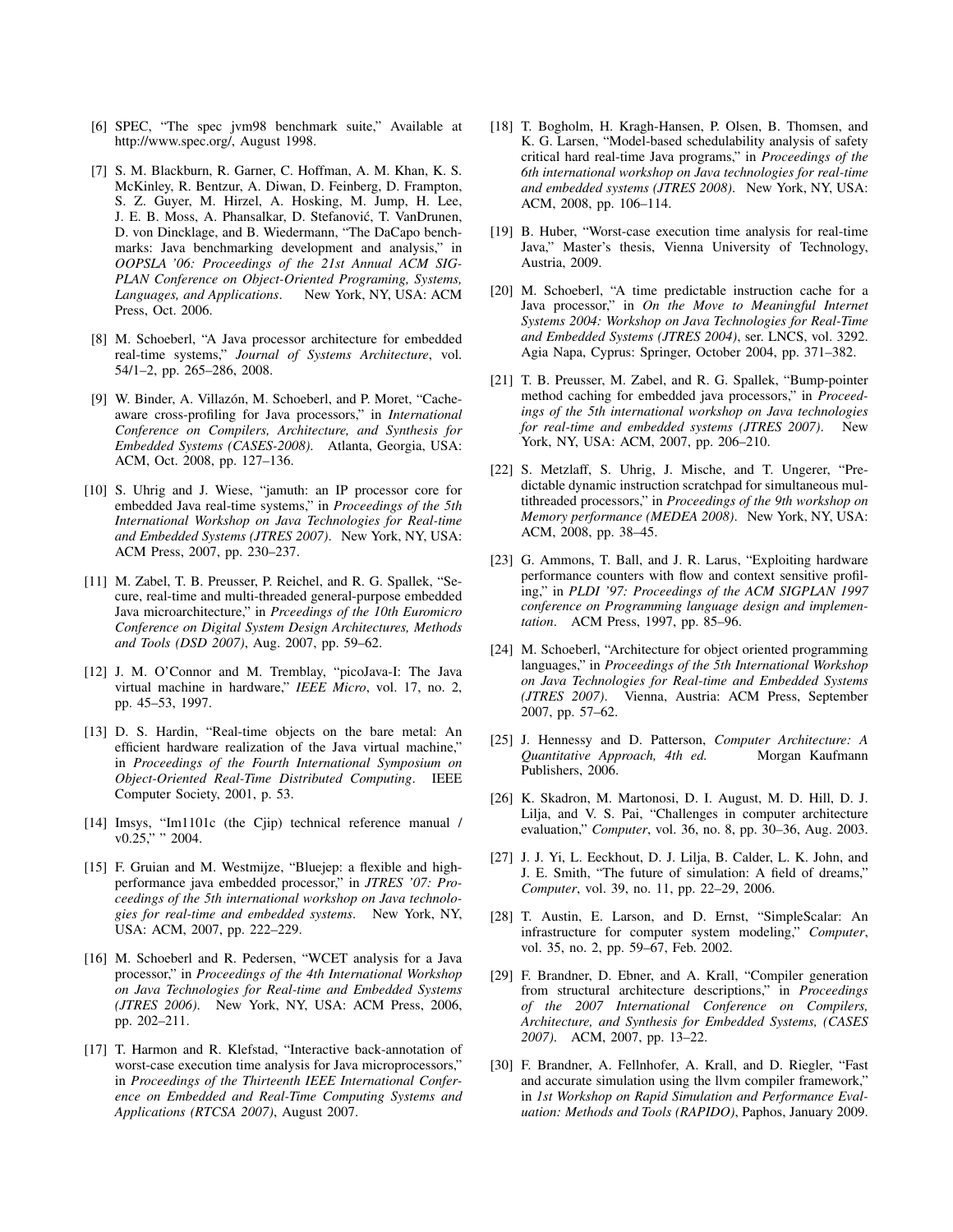[6] SPEC, "The spec jvm98 benchmark suite," Available at http://www.spec.org/, August 1998.

[7] S. M. Blackburn, R. Garner, C. Hoffman, A. M. Khan, K. S. McKinley, R. Bentzur, A. Diwan, D. Feinberg, D. Frampton, S. Z. Guyer, M. Hirzel, A. Hosking, M. Jump, H. Lee, J. E. B. Moss, A. Phansalkar, D. Stefanović, T. VanDrunen, D. von Dincklage, and B. Wiedermann, "The DaCapo benchmarks: Java benchmarking development and analysis," in *OOPSLA '06: Proceedings of the 21st Annual ACM SIGPLAN Conference on Object-Oriented Programing, Systems, Languages, and Applications*. New York, NY, USA: ACM Press, Oct. 2006.

[8] M. Schoeberl, "A Java processor architecture for embedded real-time systems," *Journal of Systems Architecture*, vol. 54/1–2, pp. 265–286, 2008.

[9] W. Binder, A. Villazón, M. Schoeberl, and P. Moret, "Cache-aware cross-profiling for Java processors," in *International Conference on Compilers, Architecture, and Synthesis for Embedded Systems (CASES-2008)*. Atlanta, Georgia, USA: ACM, Oct. 2008, pp. 127–136.

[10] S. Uhrig and J. Wiese, "jamuth: an IP processor core for embedded Java real-time systems," in *Proceedings of the 5th International Workshop on Java Technologies for Real-time and Embedded Systems (JTRES 2007)*. New York, NY, USA: ACM Press, 2007, pp. 230–237.

[11] M. Zabel, T. B. Preusser, P. Reichel, and R. G. Spallek, "Secure, real-time and multi-threaded general-purpose embedded Java microarchitecture," in *Prceedings of the 10th Euromicro Conference on Digital System Design Architectures, Methods and Tools (DSD 2007)*, Aug. 2007, pp. 59–62.

[12] J. M. O'Connor and M. Tremblay, "picoJava-I: The Java virtual machine in hardware," *IEEE Micro*, vol. 17, no. 2, pp. 45–53, 1997.

[13] D. S. Hardin, "Real-time objects on the bare metal: An efficient hardware realization of the Java virtual machine," in *Proceedings of the Fourth International Symposium on Object-Oriented Real-Time Distributed Computing*. IEEE Computer Society, 2001, p. 53.

[14] Imsys, "Im1101c (the Cjip) technical reference manual / v0.25," " 2004.

[15] F. Gruian and M. Westmijze, "Bluejep: a flexible and high-performance java embedded processor," in *JTRES '07: Proceedings of the 5th international workshop on Java technologies for real-time and embedded systems*. New York, NY, USA: ACM, 2007, pp. 222–229.

[16] M. Schoeberl and R. Pedersen, "WCET analysis for a Java processor," in *Proceedings of the 4th International Workshop on Java Technologies for Real-time and Embedded Systems (JTRES 2006)*. New York, NY, USA: ACM Press, 2006, pp. 202–211.

[17] T. Harmon and R. Klefstad, "Interactive back-annotation of worst-case execution time analysis for Java microprocessors," in *Proceedings of the Thirteenth IEEE International Conference on Embedded and Real-Time Computing Systems and Applications (RTCSA 2007)*, August 2007.

[18] T. Bogholm, H. Kragh-Hansen, P. Olsen, B. Thomsen, and K. G. Larsen, "Model-based schedulability analysis of safety critical hard real-time Java programs," in *Proceedings of the 6th international workshop on Java technologies for real-time and embedded systems (JTRES 2008)*. New York, NY, USA: ACM, 2008, pp. 106–114.

[19] B. Huber, "Worst-case execution time analysis for real-time Java," Master's thesis, Vienna University of Technology, Austria, 2009.

[20] M. Schoeberl, "A time predictable instruction cache for a Java processor," in *On the Move to Meaningful Internet Systems 2004: Workshop on Java Technologies for Real-Time and Embedded Systems (JTRES 2004)*, ser. LNCS, vol. 3292. Agia Napa, Cyprus: Springer, October 2004, pp. 371–382.

[21] T. B. Preusser, M. Zabel, and R. G. Spallek, "Bump-pointer method caching for embedded java processors," in *Proceedings of the 5th international workshop on Java technologies for real-time and embedded systems (JTRES 2007)*. New York, NY, USA: ACM, 2007, pp. 206–210.

[22] S. Metzlaff, S. Uhrig, J. Mische, and T. Ungerer, "Predictable dynamic instruction scratchpad for simultaneous multithreaded processors," in *Proceedings of the 9th workshop on Memory performance (MEDEA 2008)*. New York, NY, USA: ACM, 2008, pp. 38–45.

[23] G. Ammons, T. Ball, and J. R. Larus, "Exploiting hardware performance counters with flow and context sensitive profiling," in *PLDI '97: Proceedings of the ACM SIGPLAN 1997 conference on Programming language design and implementation*. ACM Press, 1997, pp. 85–96.

[24] M. Schoeberl, "Architecture for object oriented programming languages," in *Proceedings of the 5th International Workshop on Java Technologies for Real-time and Embedded Systems (JTRES 2007)*. Vienna, Austria: ACM Press, September 2007, pp. 57–62.

[25] J. Hennessy and D. Patterson, *Computer Architecture: A Quantitative Approach, 4th ed.* Morgan Kaufmann Publishers, 2006.

[26] K. Skadron, M. Martonosi, D. I. August, M. D. Hill, D. J. Lilja, and V. S. Pai, "Challenges in computer architecture evaluation," *Computer*, vol. 36, no. 8, pp. 30–36, Aug. 2003.

[27] J. J. Yi, L. Eeckhout, D. J. Lilja, B. Calder, L. K. John, and J. E. Smith, "The future of simulation: A field of dreams," *Computer*, vol. 39, no. 11, pp. 22–29, 2006.

[28] T. Austin, E. Larson, and D. Ernst, "SimpleScalar: An infrastructure for computer system modeling," *Computer*, vol. 35, no. 2, pp. 59–67, Feb. 2002.

[29] F. Brandner, D. Ebner, and A. Krall, "Compiler generation from structural architecture descriptions," in *Proceedings of the 2007 International Conference on Compilers, Architecture, and Synthesis for Embedded Systems, (CASES 2007)*. ACM, 2007, pp. 13–22.

[30] F. Brandner, A. Fellnhofer, A. Krall, and D. Riegler, "Fast and accurate simulation using the llvm compiler framework," in *1st Workshop on Rapid Simulation and Performance Evaluation: Methods and Tools (RAPIDO)*, Paphos, January 2009.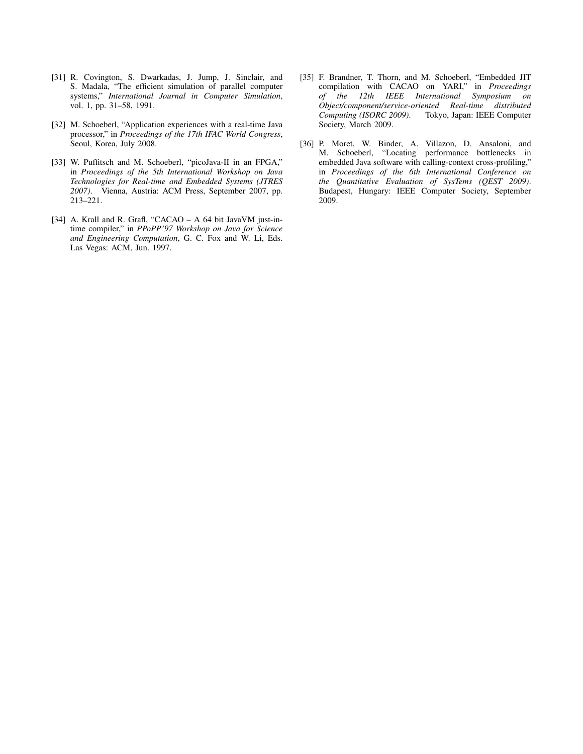[31] R. Covington, S. Dwarkadas, J. Jump, J. Sinclair, and S. Madala, "The efficient simulation of parallel computer systems," *International Journal in Computer Simulation*, vol. 1, pp. 31–58, 1991.

[32] M. Schoeberl, "Application experiences with a real-time Java processor," in *Proceedings of the 17th IFAC World Congress*, Seoul, Korea, July 2008.

[33] W. Puffitsch and M. Schoeberl, "picoJava-II in an FPGA," in *Proceedings of the 5th International Workshop on Java Technologies for Real-time and Embedded Systems (JTRES 2007)*. Vienna, Austria: ACM Press, September 2007, pp. 213–221.

[34] A. Krall and R. Grafl, "CACAO – A 64 bit JavaVM just-in-time compiler," in *PPoPP'97 Workshop on Java for Science and Engineering Computation*, G. C. Fox and W. Li, Eds. Las Vegas: ACM, Jun. 1997.

[35] F. Brandner, T. Thorn, and M. Schoeberl, "Embedded JIT compilation with CACAO on YARI," in *Proceedings of the 12th IEEE International Symposium on Object/component/service-oriented Real-time distributed Computing (ISORC 2009)*. Tokyo, Japan: IEEE Computer Society, March 2009.

[36] P. Moret, W. Binder, A. Villazon, D. Ansaloni, and M. Schoeberl, "Locating performance bottlenecks in embedded Java software with calling-context cross-profiling," in *Proceedings of the 6th International Conference on the Quantitative Evaluation of SysTems (QEST 2009)*. Budapest, Hungary: IEEE Computer Society, September 2009.